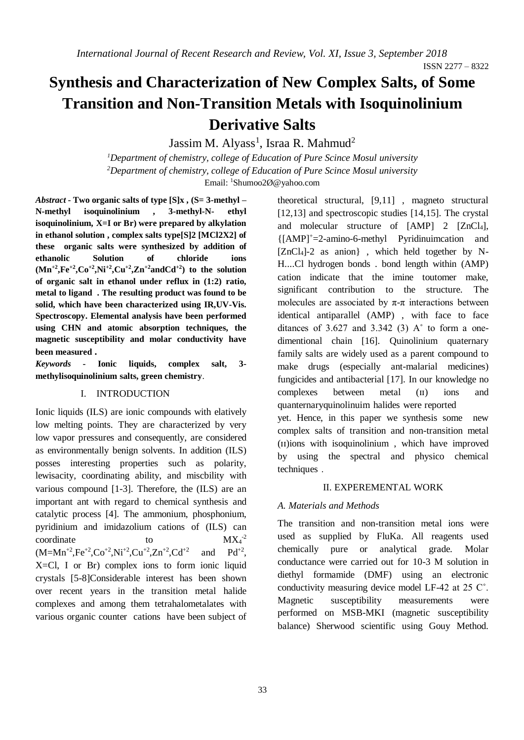# Synthesis and Characterization of New Complex Salts, of Some Transition and Non-Transition Metals with Isoquinolinium Derivative Salts

Jassim M. Alyass[1], Israa R. Mahmud[2]

[1]Department of chemistry, college of Education of Pure Scince Mosul university
[2]Department of chemistry, college of Education of Pure Scince Mosul university
Email: [1]Shumoo2Ø@yahoo.com

***Abstract* - Two organic salts of type [S]x , (S= 3-methyl – N-methyl isoquinolinium , 3-methyl-N- ethyl isoquinolinium, X=I or Br) were prepared by alkylation in ethanol solution , complex salts type[S]2 [MCl2X2] of these organic salts were synthesized by addition of ethanolic Solution of chloride ions ($Mn^{+2}$,$Fe^{+2}$,$Co^{+2}$,$Ni^{+2}$,$Cu^{+2}$,$Zn^{+2}$and$Cd^{+2}$) to the solution of organic salt in ethanol under reflux in (1:2) ratio, metal to ligand . The resulting product was found to be solid, which have been characterized using IR,UV-Vis. Spectroscopy. Elemental analysis have been performed using CHN and atomic absorption techniques, the magnetic susceptibility and molar conductivity have been measured .**

***Keywords* - Ionic liquids, complex salt, 3-methylisoquinolinium salts, green chemistry**.

## I. INTRODUCTION

Ionic liquids (ILS) are ionic compounds with elatively low melting points. They are characterized by very low vapor pressures and consequently, are considered as environmentally benign solvents. In addition (ILS) posses interesting properties such as polarity, lewisacity, coordinating ability, and miscbility with various compound [1-3]. Therefore, the (ILS) are an important ant with regard to chemical synthesis and catalytic process [4]. The ammonium, phosphonium, pyridinium and imidazolium cations of (ILS) can coordinate to $MX_4^{-2}$ ($M=Mn^{+2},Fe^{+2},Co^{+2},Ni^{+2},Cu^{+2},Zn^{+2},Cd^{+2}$ and $Pd^{+2}$, X=Cl, I or Br) complex ions to form ionic liquid crystals [5-8]Considerable interest has been shown over recent years in the transition metal halide complexes and among them tetrahalometalates with various organic counter cations have been subject of theoretical structural, [9,11] , magneto structural [12,13] and spectroscopic studies [14,15]. The crystal and molecular structure of [AMP] 2 [$ZnCl_4$], {$[AMP]^+$=2-amino-6-methyl Pyridinuimcation and [$ZnCl_4$]-2 as anion} , which held together by N-H....Cl hydrogen bonds . bond length within (AMP) cation indicate that the imine toutomer make, significant contribution to the structure. The molecules are associated by π-π interactions between identical antiparallel (AMP) , with face to face ditances of 3.627 and 3.342 (3) A° to form a one-dimentional chain [16]. Quinolinium quaternary family salts are widely used as a parent compound to make drugs (especially ant-malarial medicines) fungicides and antibacterial [17]. In our knowledge no complexes between metal (II) ions and quanternaryquinolinuim halides were reported yet. Hence, in this paper we synthesis some new complex salts of transition and non-transition metal (II)ions with isoquinolinium , which have improved by using the spectral and physico chemical techniques .

## II. EXPEREMENTAL WORK

### A. Materials and Methods

The transition and non-transition metal ions were used as supplied by FluKa. All reagents used chemically pure or analytical grade. Molar conductance were carried out for 10-3 M solution in diethyl formamide (DMF) using an electronic conductivity measuring device model LF-42 at 25 C°. Magnetic susceptibility measurements were performed on MSB-MKI (magnetic susceptibility balance) Sherwood scientific using Gouy Method.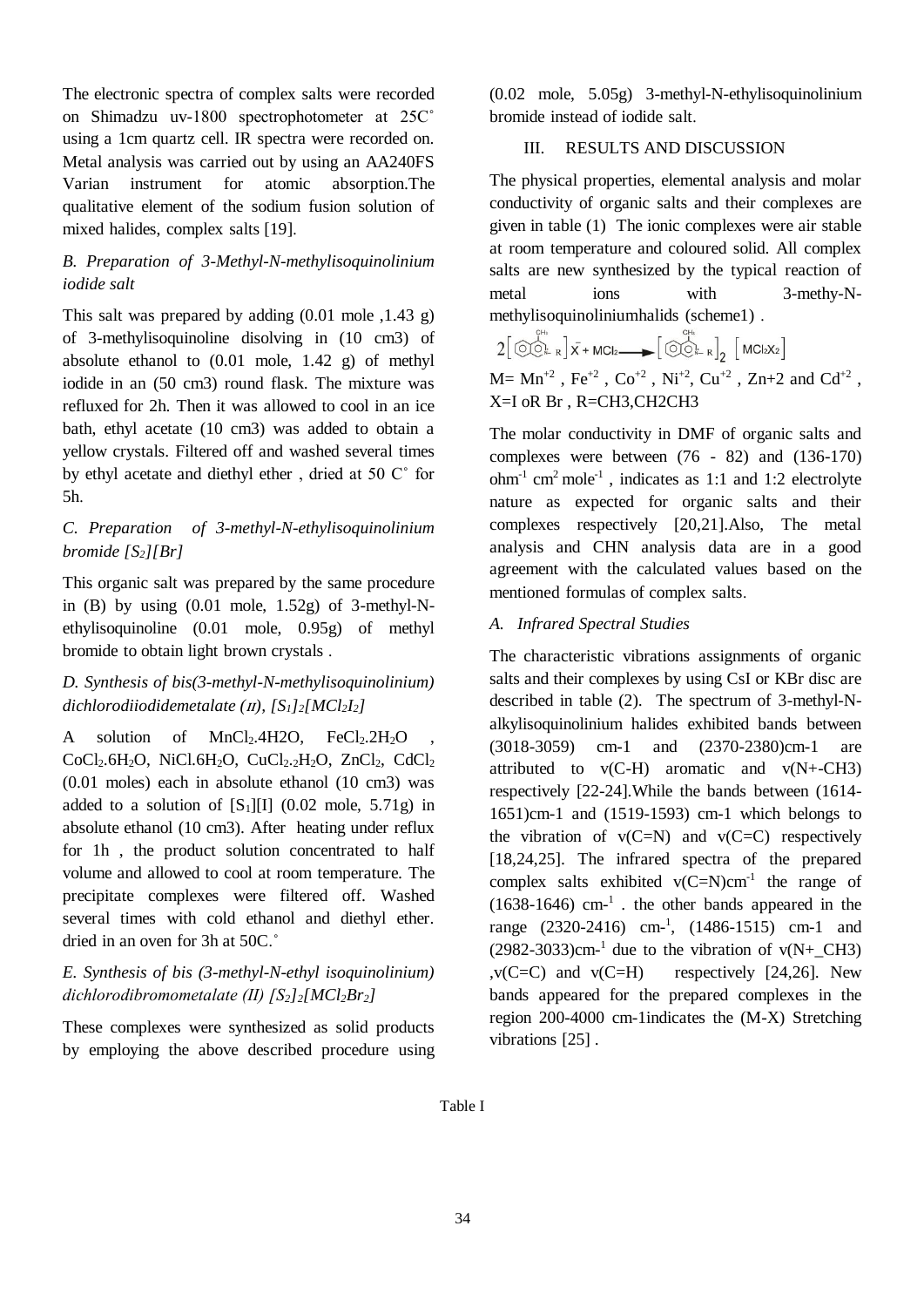The electronic spectra of complex salts were recorded on Shimadzu uv-1800 spectrophotometer at 25C° using a 1cm quartz cell. IR spectra were recorded on. Metal analysis was carried out by using an AA240FS Varian instrument for atomic absorption.The qualitative element of the sodium fusion solution of mixed halides, complex salts [19].

### *B. Preparation of 3-Methyl-N-methylisoquinolinium iodide salt*

This salt was prepared by adding (0.01 mole ,1.43 g) of 3-methylisoquinoline disolving in (10 cm3) of absolute ethanol to (0.01 mole, 1.42 g) of methyl iodide in an (50 cm3) round flask. The mixture was refluxed for 2h. Then it was allowed to cool in an ice bath, ethyl acetate (10 cm3) was added to obtain a yellow crystals. Filtered off and washed several times by ethyl acetate and diethyl ether , dried at 50 C° for 5h.

### *C. Preparation of 3-methyl-N-ethylisoquinolinium bromide [S2][Br]*

This organic salt was prepared by the same procedure in (B) by using (0.01 mole, 1.52g) of 3-methyl-N-ethylisoquinoline (0.01 mole, 0.95g) of methyl bromide to obtain light brown crystals .

### *D. Synthesis of bis(3-methyl-N-methylisoquinolinium) dichlorodiiodidemetalate (II), $[S_1]_2[MCl_2I_2]$*

A solution of $MnCl_2.4H2O$, $FeCl_2.2H_2O$ , $CoCl_2.6H_2O$, $NiCl.6H_2O$, $CuCl_2.{}_2H_2O$, $ZnCl_2$, $CdCl_2$ (0.01 moles) each in absolute ethanol (10 cm3) was added to a solution of $[S_1][I]$ (0.02 mole, 5.71g) in absolute ethanol (10 cm3). After heating under reflux for 1h , the product solution concentrated to half volume and allowed to cool at room temperature. The precipitate complexes were filtered off. Washed several times with cold ethanol and diethyl ether. dried in an oven for 3h at 50C.°

### *E. Synthesis of bis (3-methyl-N-ethyl isoquinolinium) dichlorodibromometalate (II) $[S_2]_2[MCl_2Br_2]$*

These complexes were synthesized as solid products by employing the above described procedure using (0.02 mole, 5.05g) 3-methyl-N-ethylisoquinolinium bromide instead of iodide salt.

## III. RESULTS AND DISCUSSION

The physical properties, elemental analysis and molar conductivity of organic salts and their complexes are given in table (1) The ionic complexes were air stable at room temperature and coloured solid. All complex salts are new synthesized by the typical reaction of metal ions with 3-methy-N-methylisoquinoliniumhalids (scheme1) .

$$2\left[\text{C}_{10}\text{H}_9\text{N-R}\right]\bar{X} + MCl_2 \longrightarrow \left[\text{C}_{10}\text{H}_9\text{N-R}\right]_2 \left[MCl_2X_2\right]$$

M= $Mn^{+2}$ , $Fe^{+2}$ , $Co^{+2}$ , $Ni^{+2}$, $Cu^{+2}$ , Zn+2 and $Cd^{+2}$ , X=I oR Br , R=CH3,CH2CH3

The molar conductivity in DMF of organic salts and complexes were between (76 - 82) and (136-170) $ohm^{-1}$ $cm^2$ $mole^{-1}$ , indicates as 1:1 and 1:2 electrolyte nature as expected for organic salts and their complexes respectively [20,21].Also, The metal analysis and CHN analysis data are in a good agreement with the calculated values based on the mentioned formulas of complex salts.

### *A. Infrared Spectral Studies*

The characteristic vibrations assignments of organic salts and their complexes by using CsI or KBr disc are described in table (2). The spectrum of 3-methyl-N-alkylisoquinolinium halides exhibited bands between (3018-3059) cm-1 and (2370-2380)cm-1 are attributed to v(C-H) aromatic and v(N+-CH3) respectively [22-24].While the bands between (1614-1651)cm-1 and (1519-1593) cm-1 which belongs to the vibration of v(C=N) and v(C=C) respectively [18,24,25]. The infrared spectra of the prepared complex salts exhibited v(C=N)$cm^{-1}$ the range of (1638-1646) $cm^{-1}$ . the other bands appeared in the range (2320-2416) $cm^{-1}$, (1486-1515) cm-1 and (2982-3033)$cm^{-1}$ due to the vibration of v(N+_CH3) ,v(C=C) and v(C=H) respectively [24,26]. New bands appeared for the prepared complexes in the region 200-4000 cm-1indicates the (M-X) Stretching vibrations [25] .

Table I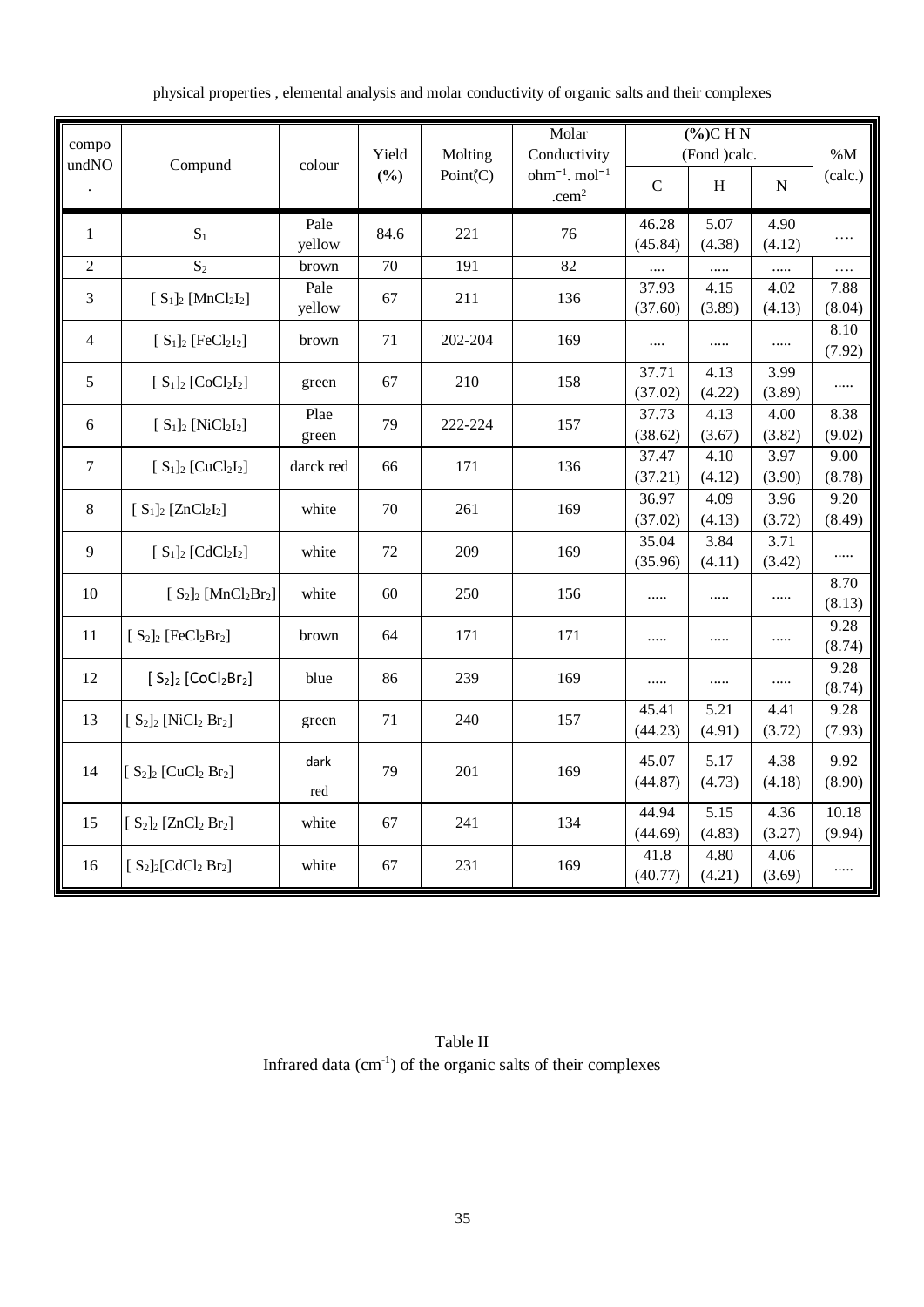physical properties , elemental analysis and molar conductivity of organic salts and their complexes

| compoundNO. | Compund | colour | Yield (%) | Molting Point(C) | Molar Conductivity $ohm^{-1}. mol^{-1} .cem^2$ | (%)C H N (Fond )calc. | | | %M (calc.) |
|---|---|---|---|---|---|---|---|---|---|
| | | | | | | C | H | N | |
| 1 | $S_1$ | Pale yellow | 84.6 | 221 | 76 | 46.28 (45.84) | 5.07 (4.38) | 4.90 (4.12) | …. |
| 2 | $S_2$ | brown | 70 | 191 | 82 | …. | ….. | ….. | …. |
| 3 | $[S_1]_2 [MnCl_2I_2]$ | Pale yellow | 67 | 211 | 136 | 37.93 (37.60) | 4.15 (3.89) | 4.02 (4.13) | 7.88 (8.04) |
| 4 | $[S_1]_2 [FeCl_2I_2]$ | brown | 71 | 202-204 | 169 | …. | ….. | ….. | 8.10 (7.92) |
| 5 | $[S_1]_2 [CoCl_2I_2]$ | green | 67 | 210 | 158 | 37.71 (37.02) | 4.13 (4.22) | 3.99 (3.89) | ….. |
| 6 | $[S_1]_2 [NiCl_2I_2]$ | Plae green | 79 | 222-224 | 157 | 37.73 (38.62) | 4.13 (3.67) | 4.00 (3.82) | 8.38 (9.02) |
| 7 | $[S_1]_2 [CuCl_2I_2]$ | darck red | 66 | 171 | 136 | 37.47 (37.21) | 4.10 (4.12) | 3.97 (3.90) | 9.00 (8.78) |
| 8 | $[S_1]_2 [ZnCl_2I_2]$ | white | 70 | 261 | 169 | 36.97 (37.02) | 4.09 (4.13) | 3.96 (3.72) | 9.20 (8.49) |
| 9 | $[S_1]_2 [CdCl_2I_2]$ | white | 72 | 209 | 169 | 35.04 (35.96) | 3.84 (4.11) | 3.71 (3.42) | ….. |
| 10 | $[S_2]_2 [MnCl_2Br_2]$ | white | 60 | 250 | 156 | ….. | ….. | ….. | 8.70 (8.13) |
| 11 | $[S_2]_2 [FeCl_2Br_2]$ | brown | 64 | 171 | 171 | ….. | ….. | ….. | 9.28 (8.74) |
| 12 | $[S_2]_2 [CoCl_2Br_2]$ | blue | 86 | 239 | 169 | ….. | ….. | ….. | 9.28 (8.74) |
| 13 | $[S_2]_2 [NiCl_2 Br_2]$ | green | 71 | 240 | 157 | 45.41 (44.23) | 5.21 (4.91) | 4.41 (3.72) | 9.28 (7.93) |
| 14 | $[S_2]_2 [CuCl_2 Br_2]$ | dark red | 79 | 201 | 169 | 45.07 (44.87) | 5.17 (4.73) | 4.38 (4.18) | 9.92 (8.90) |
| 15 | $[S_2]_2 [ZnCl_2 Br_2]$ | white | 67 | 241 | 134 | 44.94 (44.69) | 5.15 (4.83) | 4.36 (3.27) | 10.18 (9.94) |
| 16 | $[S_2]_2[CdCl_2 Br_2]$ | white | 67 | 231 | 169 | 41.8 (40.77) | 4.80 (4.21) | 4.06 (3.69) | ….. |

Table II

Infrared data ($cm^{-1}$) of the organic salts of their complexes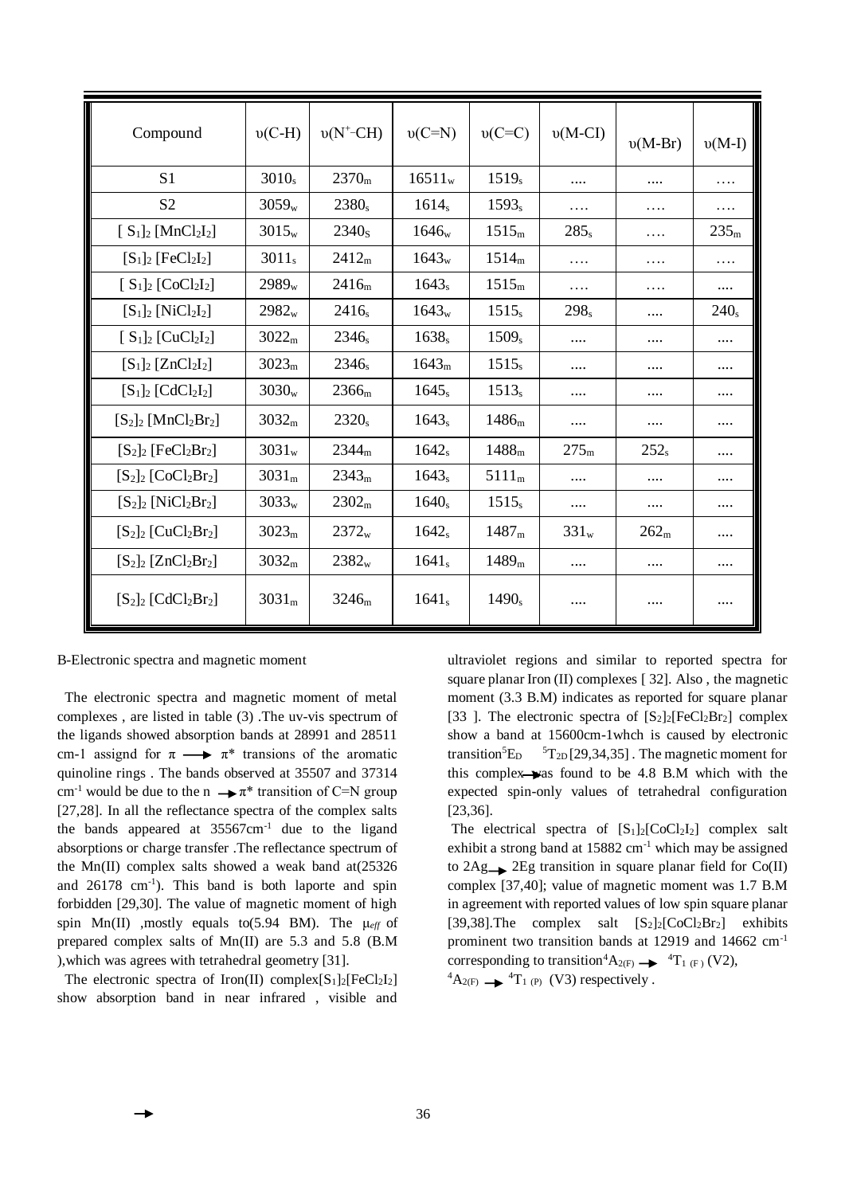| Compound | υ(C-H) | υ($N^+$–CH) | υ(C=N) | υ(C=C) | υ(M-CI) | υ(M-Br) | υ(M-I) |
|---|---|---|---|---|---|---|---|
| S1 | $3010_s$ | $2370_m$ | $16511_w$ | $1519_s$ | .... | .... | …. |
| S2 | $3059_w$ | $2380_s$ | $1614_s$ | $1593_s$ | …. | …. | …. |
| $[S_1]_2$ $[MnCl_2I_2]$ | $3015_w$ | $2340_S$ | $1646_w$ | $1515_m$ | $285_s$ | …. | $235_m$ |
| $[S_1]_2$ $[FeCl_2I_2]$ | $3011_s$ | $2412_m$ | $1643_w$ | $1514_m$ | …. | …. | …. |
| $[S_1]_2$ $[CoCl_2I_2]$ | $2989_w$ | $2416_m$ | $1643_s$ | $1515_m$ | …. | …. | .... |
| $[S_1]_2$ $[NiCl_2I_2]$ | $2982_w$ | $2416_s$ | $1643_w$ | $1515_s$ | $298_s$ | .... | $240_s$ |
| $[S_1]_2$ $[CuCl_2I_2]$ | $3022_m$ | $2346_s$ | $1638_s$ | $1509_s$ | .... | .... | .... |
| $[S_1]_2$ $[ZnCl_2I_2]$ | $3023_m$ | $2346_s$ | $1643_m$ | $1515_s$ | .... | .... | .... |
| $[S_1]_2$ $[CdCl_2I_2]$ | $3030_w$ | $2366_m$ | $1645_s$ | $1513_s$ | .... | .... | .... |
| $[S_2]_2$ $[MnCl_2Br_2]$ | $3032_m$ | $2320_s$ | $1643_s$ | $1486_m$ | .... | .... | .... |
| $[S_2]_2$ $[FeCl_2Br_2]$ | $3031_w$ | $2344_m$ | $1642_s$ | $1488_m$ | $275_m$ | $252_s$ | .... |
| $[S_2]_2$ $[CoCl_2Br_2]$ | $3031_m$ | $2343_m$ | $1643_s$ | $5111_m$ | .... | .... | .... |
| $[S_2]_2$ $[NiCl_2Br_2]$ | $3033_w$ | $2302_m$ | $1640_s$ | $1515_s$ | .... | .... | .... |
| $[S_2]_2$ $[CuCl_2Br_2]$ | $3023_m$ | $2372_w$ | $1642_s$ | $1487_m$ | $331_w$ | $262_m$ | .... |
| $[S_2]_2$ $[ZnCl_2Br_2]$ | $3032_m$ | $2382_w$ | $1641_s$ | $1489_m$ | .... | .... | .... |
| $[S_2]_2$ $[CdCl_2Br_2]$ | $3031_m$ | $3246_m$ | $1641_s$ | $1490_s$ | .... | .... | .... |

B-Electronic spectra and magnetic moment

The electronic spectra and magnetic moment of metal complexes , are listed in table (3) .The uv-vis spectrum of the ligands showed absorption bands at 28991 and 28511 cm-1 assignd for $\pi \longrightarrow \pi^*$ transions of the aromatic quinoline rings . The bands observed at 35507 and 37314 $cm^{-1}$ would be due to the $n \rightarrow \pi^*$ transition of C=N group [27,28]. In all the reflectance spectra of the complex salts the bands appeared at $35567 cm^{-1}$ due to the ligand absorptions or charge transfer .The reflectance spectrum of the Mn(II) complex salts showed a weak band at(25326 and 26178 $cm^{-1}$). This band is both laporte and spin forbidden [29,30]. The value of magnetic moment of high spin Mn(II) ,mostly equals to(5.94 BM). The $\mu_{eff}$ of prepared complex salts of Mn(II) are 5.3 and 5.8 (B.M ),which was agrees with tetrahedral geometry [31].

The electronic spectra of Iron(II) complex$[S_1]_2[FeCl_2I_2]$ show absorption band in near infrared , visible and ultraviolet regions and similar to reported spectra for square planar Iron (II) complexes [ 32]. Also , the magnetic moment (3.3 B.M) indicates as reported for square planar [33 ]. The electronic spectra of $[S_2]_2[FeCl_2Br_2]$ complex show a band at 15600cm-1whch is caused by electronic transition$^5E_D \rightarrow {}^5T_{2D}$ [29,34,35] . The magnetic moment for this complex was found to be 4.8 B.M which with the expected spin-only values of tetrahedral configuration [23,36].

The electrical spectra of $[S_1]_2[CoCl_2I_2]$ complex salt exhibit a strong band at 15882 $cm^{-1}$ which may be assigned to $2Ag \rightarrow 2Eg$ transition in square planar field for Co(II) complex [37,40]; value of magnetic moment was 1.7 B.M in agreement with reported values of low spin square planar [39,38].The complex salt $[S_2]_2[CoCl_2Br_2]$ exhibits prominent two transition bands at 12919 and 14662 $cm^{-1}$ corresponding to transition$^4A_{2(F)} \rightarrow {}^4T_{1\,(F)}$ (V2), $^4A_{2(F)} \rightarrow {}^4T_{1\,(P)}$ (V3) respectively .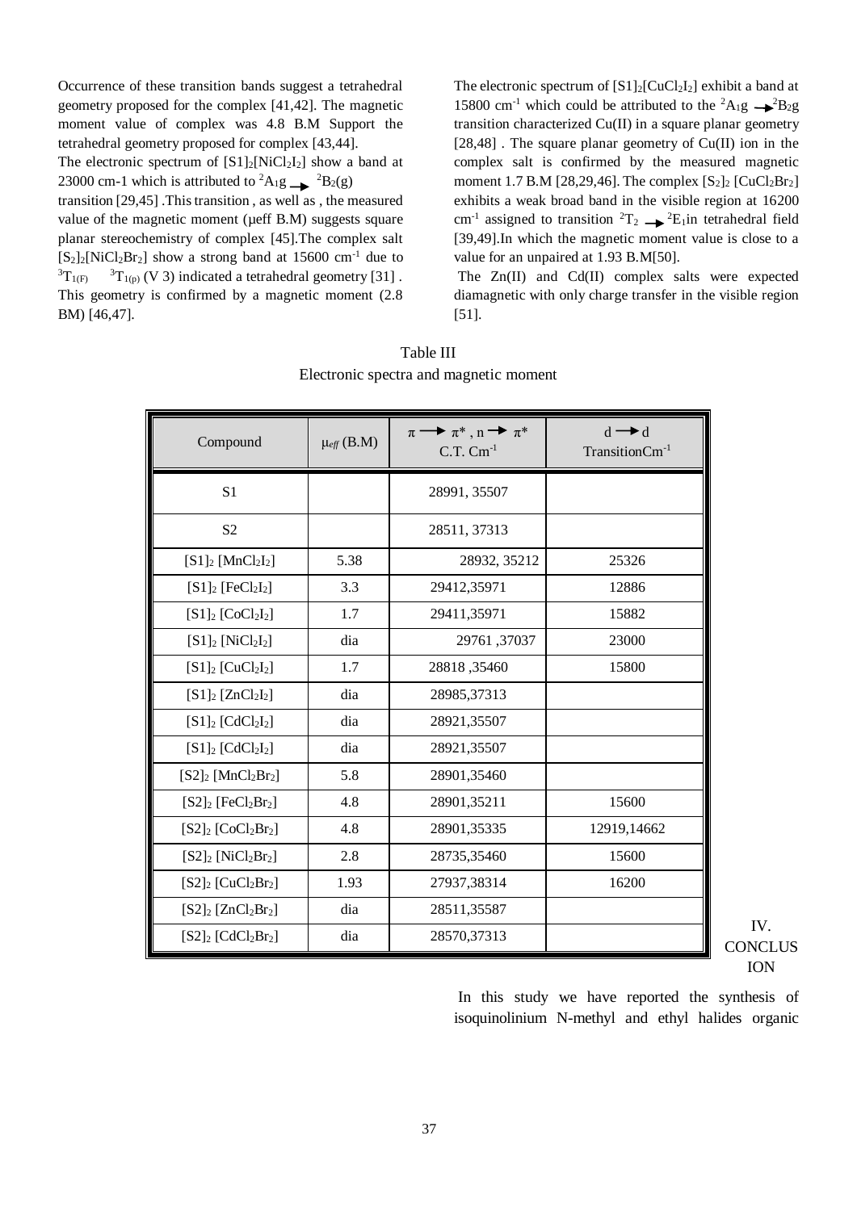Occurrence of these transition bands suggest a tetrahedral geometry proposed for the complex [41,42]. The magnetic moment value of complex was 4.8 B.M Support the tetrahedral geometry proposed for complex [43,44].

The electronic spectrum of $[S1]_2[NiCl_2I_2]$ show a band at 23000 cm-1 which is attributed to $^2A_1g \rightarrow {}^2B_2(g)$ transition [29,45] .This transition , as well as , the measured value of the magnetic moment (μeff B.M) suggests square planar stereochemistry of complex [45].The complex salt $[S_2]_2[NiCl_2Br_2]$ show a strong band at 15600 cm$^{-1}$ due to $^3T_{1(F)}$ $^3T_{1(p)}$ (V 3) indicated a tetrahedral geometry [31] . This geometry is confirmed by a magnetic moment (2.8 BM) [46,47].

The electronic spectrum of $[S1]_2[CuCl_2I_2]$ exhibit a band at 15800 cm$^{-1}$ which could be attributed to the $^2A_1g \rightarrow {}^2B_2g$ transition characterized Cu(II) in a square planar geometry [28,48] . The square planar geometry of Cu(II) ion in the complex salt is confirmed by the measured magnetic moment 1.7 B.M [28,29,46]. The complex $[S_2]_2$ $[CuCl_2Br_2]$ exhibits a weak broad band in the visible region at 16200 cm$^{-1}$ assigned to transition $^2T_2 \rightarrow {}^2E_1$in tetrahedral field [39,49].In which the magnetic moment value is close to a value for an unpaired at 1.93 B.M[50].

The Zn(II) and Cd(II) complex salts were expected diamagnetic with only charge transfer in the visible region [51].

Table III
Electronic spectra and magnetic moment

| Compound | $\mu_{eff}$ (B.M) | $\pi \rightarrow \pi^*$ , $n \rightarrow \pi^*$ C.T. Cm$^{-1}$ | $d \rightarrow d$ TransitionCm$^{-1}$ |
|---|---|---|---|
| S1 | | 28991, 35507 | |
| S2 | | 28511, 37313 | |
| $[S1]_2$ $[MnCl_2I_2]$ | 5.38 | 28932, 35212 | 25326 |
| $[S1]_2$ $[FeCl_2I_2]$ | 3.3 | 29412,35971 | 12886 |
| $[S1]_2$ $[CoCl_2I_2]$ | 1.7 | 29411,35971 | 15882 |
| $[S1]_2$ $[NiCl_2I_2]$ | dia | 29761 ,37037 | 23000 |
| $[S1]_2$ $[CuCl_2I_2]$ | 1.7 | 28818 ,35460 | 15800 |
| $[S1]_2$ $[ZnCl_2I_2]$ | dia | 28985,37313 | |
| $[S1]_2$ $[CdCl_2I_2]$ | dia | 28921,35507 | |
| $[S1]_2$ $[CdCl_2I_2]$ | dia | 28921,35507 | |
| $[S2]_2$ $[MnCl_2Br_2]$ | 5.8 | 28901,35460 | |
| $[S2]_2$ $[FeCl_2Br_2]$ | 4.8 | 28901,35211 | 15600 |
| $[S2]_2$ $[CoCl_2Br_2]$ | 4.8 | 28901,35335 | 12919,14662 |
| $[S2]_2$ $[NiCl_2Br_2]$ | 2.8 | 28735,35460 | 15600 |
| $[S2]_2$ $[CuCl_2Br_2]$ | 1.93 | 27937,38314 | 16200 |
| $[S2]_2$ $[ZnCl_2Br_2]$ | dia | 28511,35587 | |
| $[S2]_2$ $[CdCl_2Br_2]$ | dia | 28570,37313 | |

## IV. CONCLUSION

In this study we have reported the synthesis of isoquinolinium N-methyl and ethyl halides organic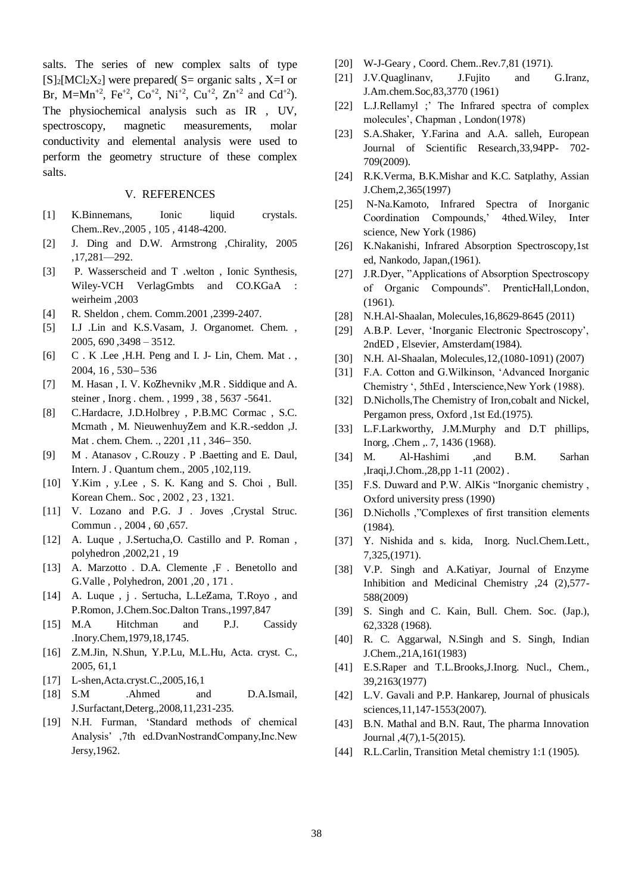salts. The series of new complex salts of type $[S]_2[MCl_2X_2]$ were prepared( S= organic salts , X=I or Br, M=$Mn^{+2}$, $Fe^{+2}$, $Co^{+2}$, $Ni^{+2}$, $Cu^{+2}$, $Zn^{+2}$ and $Cd^{+2}$). The physiochemical analysis such as IR , UV, spectroscopy, magnetic measurements, molar conductivity and elemental analysis were used to perform the geometry structure of these complex salts.

## V. REFERENCES

[1] K.Binnemans, Ionic liquid crystals. Chem..Rev.,2005 , 105 , 4148-4200.

[2] J. Ding and D.W. Armstrong ,Chirality, 2005 ,17,281—292.

[3] P. Wasserscheid and T .welton , Ionic Synthesis, Wiley-VCH VerlagGmbts and CO.KGaA : weirheim ,2003

[4] R. Sheldon , chem. Comm.2001 ,2399-2407.

[5] I.J .Lin and K.S.Vasam, J. Organomet. Chem. , 2005, 690 ,3498 – 3512.

[6] C . K .Lee ,H.H. Peng and I. J- Lin, Chem. Mat . , 2004, 16 , 530– 536

[7] M. Hasan , I. V. KoZhevnikv ,M.R . Siddique and A. steiner , Inorg . chem. , 1999 , 38 , 5637 -5641.

[8] C.Hardacre, J.D.Holbrey , P.B.MC Cormac , S.C. Mcmath , M. NieuwenhuyZem and K.R.-seddon ,J. Mat . chem. Chem. ., 2201 ,11 , 346– 350.

[9] M . Atanasov , C.Rouzy . P .Baetting and E. Daul, Intern. J . Quantum chem., 2005 ,102,119.

[10] Y.Kim , y.Lee , S. K. Kang and S. Choi , Bull. Korean Chem.. Soc , 2002 , 23 , 1321.

[11] V. Lozano and P.G. J . Joves ,Crystal Struc. Commun . , 2004 , 60 ,657.

[12] A. Luque , J.Sertucha,O. Castillo and P. Roman , polyhedron ,2002,21 , 19

[13] A. Marzotto . D.A. Clemente ,F . Benetollo and G.Valle , Polyhedron, 2001 ,20 , 171 .

[14] A. Luque , j . Sertucha, L.LeZama, T.Royo , and P.Romon, J.Chem.Soc.Dalton Trans.,1997,847

[15] M.A Hitchman and P.J. Cassidy .Inory.Chem,1979,18,1745.

[16] Z.M.Jin, N.Shun, Y.P.Lu, M.L.Hu, Acta. cryst. C., 2005, 61,1

[17] L-shen,Acta.cryst.C.,2005,16,1

[18] S.M .Ahmed and D.A.Ismail, J.Surfactant,Deterg.,2008,11,231-235.

[19] N.H. Furman, 'Standard methods of chemical Analysis' ,7th ed.DvanNostrandCompany,Inc.New Jersy,1962.

[20] W-J-Geary , Coord. Chem..Rev.7,81 (1971).

[21] J.V.Quaglinanv, J.Fujito and G.Iranz, J.Am.chem.Soc,83,3770 (1961)

[22] L.J.Rellamyl ;' The Infrared spectra of complex molecules', Chapman , London(1978)

[23] S.A.Shaker, Y.Farina and A.A. salleh, European Journal of Scientific Research,33,94PP- 702-709(2009).

[24] R.K.Verma, B.K.Mishar and K.C. Satplathy, Assian J.Chem,2,365(1997)

[25] N-Na.Kamoto, Infrared Spectra of Inorganic Coordination Compounds,' 4thed.Wiley, Inter science, New York (1986)

[26] K.Nakanishi, Infrared Absorption Spectroscopy,1st ed, Nankodo, Japan,(1961).

[27] J.R.Dyer, "Applications of Absorption Spectroscopy of Organic Compounds". PrenticHall,London, (1961).

[28] N.H.Al-Shaalan, Molecules,16,8629-8645 (2011)

[29] A.B.P. Lever, 'Inorganic Electronic Spectroscopy', 2ndED , Elsevier, Amsterdam(1984).

[30] N.H. Al-Shaalan, Molecules,12,(1080-1091) (2007)

[31] F.A. Cotton and G.Wilkinson, 'Advanced Inorganic Chemistry ', 5thEd , Interscience,New York (1988).

[32] D.Nicholls,The Chemistry of Iron,cobalt and Nickel, Pergamon press, Oxford ,1st Ed.(1975).

[33] L.F.Larkworthy, J.M.Murphy and D.T phillips, Inorg, .Chem ,. 7, 1436 (1968).

[34] M. Al-Hashimi ,and B.M. Sarhan ,Iraqi,J.Chom.,28,pp 1-11 (2002) .

[35] F.S. Duward and P.W. AlKis "Inorganic chemistry , Oxford university press (1990)

[36] D.Nicholls ,"Complexes of first transition elements (1984).

[37] Y. Nishida and s. kida, Inorg. Nucl.Chem.Lett., 7,325,(1971).

[38] V.P. Singh and A.Katiyar, Journal of Enzyme Inhibition and Medicinal Chemistry ,24 (2),577-588(2009)

[39] S. Singh and C. Kain, Bull. Chem. Soc. (Jap.), 62,3328 (1968).

[40] R. C. Aggarwal, N.Singh and S. Singh, Indian J.Chem.,21A,161(1983)

[41] E.S.Raper and T.L.Brooks,J.Inorg. Nucl., Chem., 39,2163(1977)

[42] L.V. Gavali and P.P. Hankarep, Journal of phusicals sciences,11,147-1553(2007).

[43] B.N. Mathal and B.N. Raut, The pharma Innovation Journal ,4(7),1-5(2015).

[44] R.L.Carlin, Transition Metal chemistry 1:1 (1905).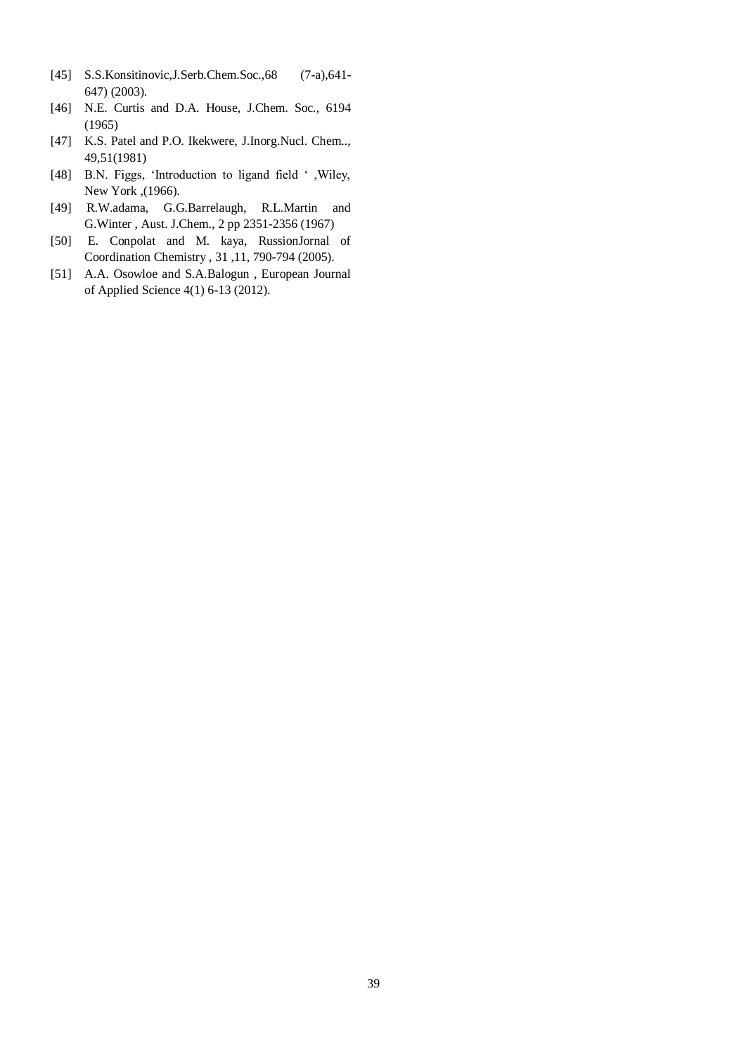[45] S.S.Konsitinovic,J.Serb.Chem.Soc.,68 (7-a),641-647) (2003).

[46] N.E. Curtis and D.A. House, J.Chem. Soc., 6194 (1965)

[47] K.S. Patel and P.O. Ikekwere, J.Inorg.Nucl. Chem.., 49,51(1981)

[48] B.N. Figgs, 'Introduction to ligand field ' ,Wiley, New York ,(1966).

[49] R.W.adama, G.G.Barrelaugh, R.L.Martin and G.Winter , Aust. J.Chem., 2 pp 2351-2356 (1967)

[50] E. Conpolat and M. kaya, RussionJornal of Coordination Chemistry , 31 ,11, 790-794 (2005).

[51] A.A. Osowloe and S.A.Balogun , European Journal of Applied Science 4(1) 6-13 (2012).